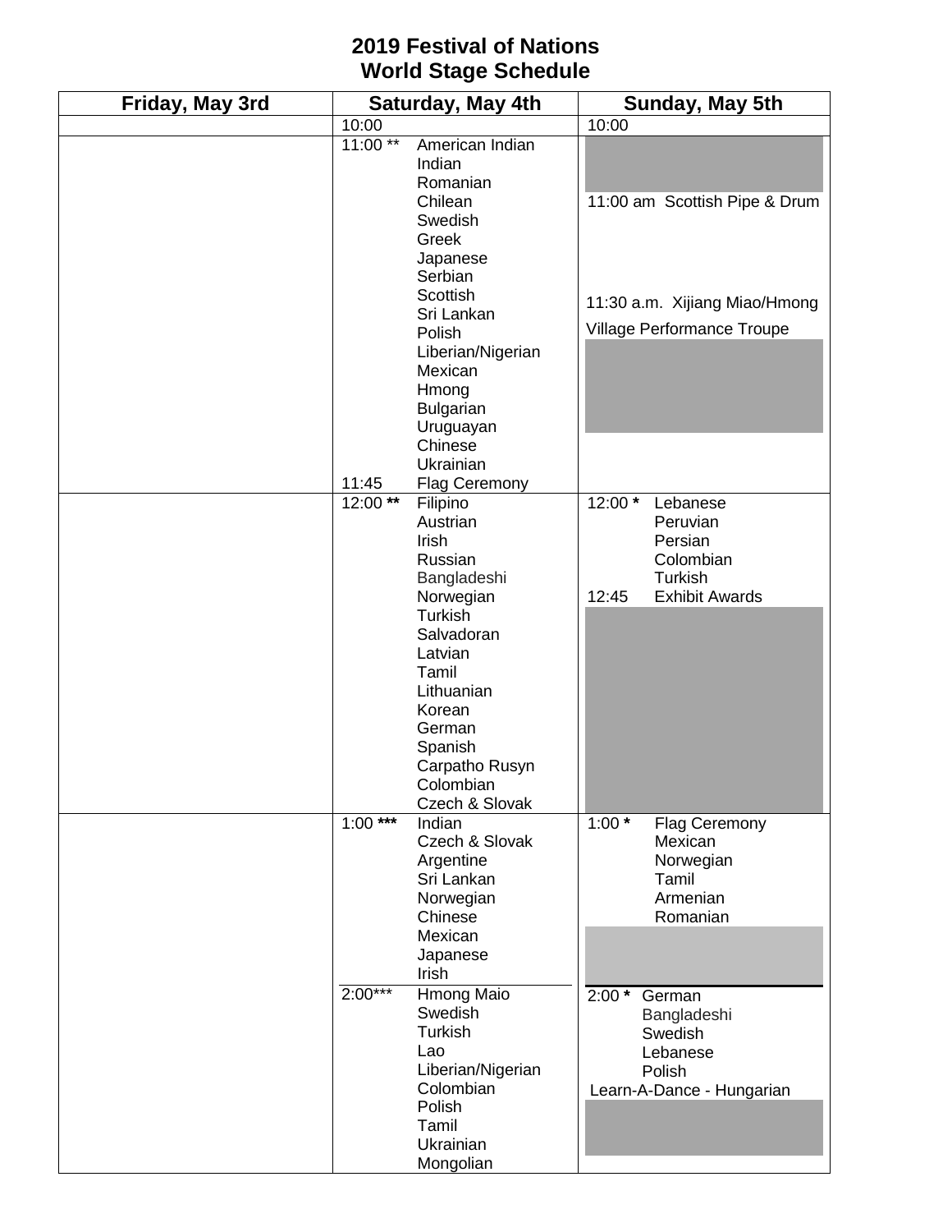# 2019 Festival of Nations
# World Stage Schedule

| Friday, May 3rd | Saturday, May 4th | Sunday, May 5th |
|---|---|---|
| | 10:00 | 10:00 |
| | 11:00 ** American Indian<br>Indian<br>Romanian<br>Chilean<br>Swedish<br>Greek<br>Japanese<br>Serbian<br>Scottish<br>Sri Lankan<br>Polish<br>Liberian/Nigerian<br>Mexican<br>Hmong<br>Bulgarian<br>Uruguayan<br>Chinese<br>Ukrainian<br>11:45 Flag Ceremony | 11:00 am Scottish Pipe & Drum<br>11:30 a.m. Xijiang Miao/Hmong Village Performance Troupe |
| | 12:00 ** Filipino<br>Austrian<br>Irish<br>Russian<br>Bangladeshi<br>Norwegian<br>Turkish<br>Salvadoran<br>Latvian<br>Tamil<br>Lithuanian<br>Korean<br>German<br>Spanish<br>Carpatho Rusyn<br>Colombian<br>Czech & Slovak | 12:00 * Lebanese<br>Peruvian<br>Persian<br>Colombian<br>Turkish<br>12:45 Exhibit Awards |
| | 1:00 *** Indian<br>Czech & Slovak<br>Argentine<br>Sri Lankan<br>Norwegian<br>Chinese<br>Mexican<br>Japanese<br>Irish | 1:00 * Flag Ceremony<br>Mexican<br>Norwegian<br>Tamil<br>Armenian<br>Romanian |
| | 2:00*** Hmong Maio<br>Swedish<br>Turkish<br>Lao<br>Liberian/Nigerian<br>Colombian<br>Polish<br>Tamil<br>Ukrainian<br>Mongolian | 2:00 * German<br>Bangladeshi<br>Swedish<br>Lebanese<br>Polish<br>Learn-A-Dance - Hungarian |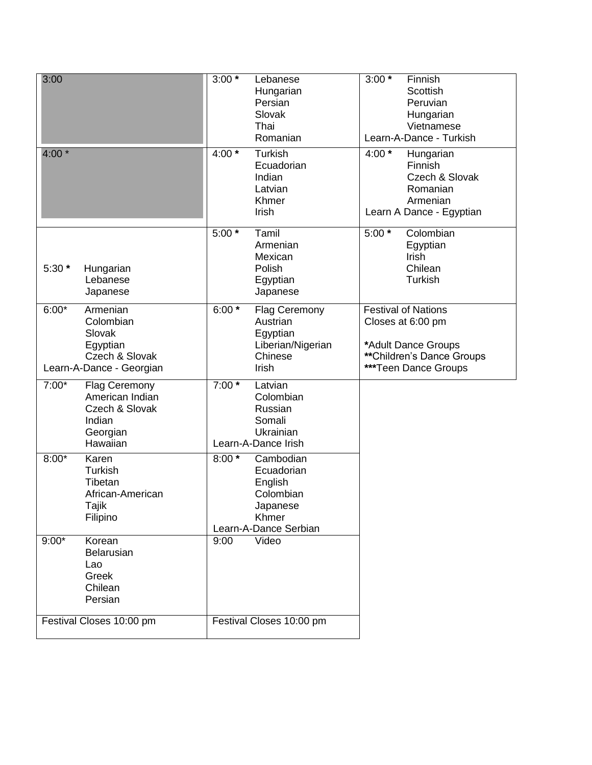| | | |
|---|---|---|
| 3:00 | 3:00 * Lebanese<br>Hungarian<br>Persian<br>Slovak<br>Thai<br>Romanian | 3:00 * Finnish<br>Scottish<br>Peruvian<br>Hungarian<br>Vietnamese<br>Learn-A-Dance - Turkish |
| 4:00 * | 4:00 * Turkish<br>Ecuadorian<br>Indian<br>Latvian<br>Khmer<br>Irish | 4:00 * Hungarian<br>Finnish<br>Czech & Slovak<br>Romanian<br>Armenian<br>Learn A Dance - Egyptian |
| 5:30 * Hungarian<br>Lebanese<br>Japanese | 5:00 * Tamil<br>Armenian<br>Mexican<br>Polish<br>Egyptian<br>Japanese | 5:00 * Colombian<br>Egyptian<br>Irish<br>Chilean<br>Turkish |
| 6:00* Armenian<br>Colombian<br>Slovak<br>Egyptian<br>Czech & Slovak<br>Learn-A-Dance - Georgian | 6:00 * Flag Ceremony<br>Austrian<br>Egyptian<br>Liberian/Nigerian<br>Chinese<br>Irish | Festival of Nations<br>Closes at 6:00 pm<br><br>*Adult Dance Groups<br>**Children's Dance Groups<br>***Teen Dance Groups |
| 7:00* Flag Ceremony<br>American Indian<br>Czech & Slovak<br>Indian<br>Georgian<br>Hawaiian | 7:00 * Latvian<br>Colombian<br>Russian<br>Somali<br>Ukrainian<br>Learn-A-Dance Irish | |
| 8:00* Karen<br>Turkish<br>Tibetan<br>African-American<br>Tajik<br>Filipino | 8:00 * Cambodian<br>Ecuadorian<br>English<br>Colombian<br>Japanese<br>Khmer<br>Learn-A-Dance Serbian | |
| 9:00* Korean<br>Belarusian<br>Lao<br>Greek<br>Chilean<br>Persian | 9:00 Video | |
| Festival Closes 10:00 pm | Festival Closes 10:00 pm | |